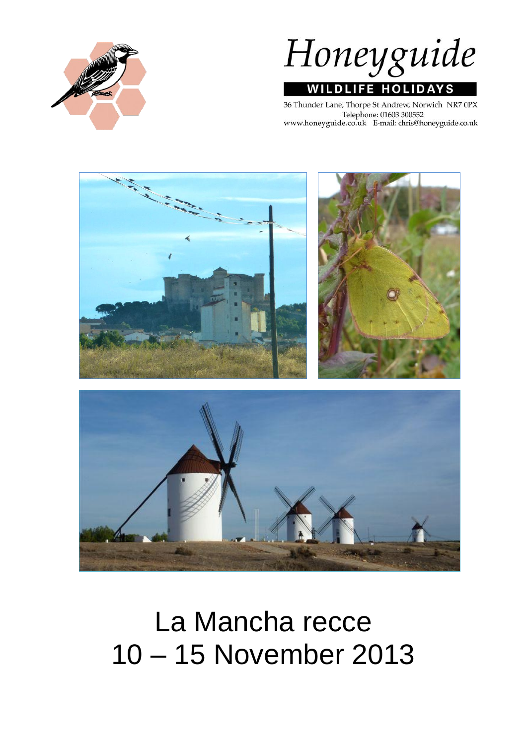Honeyguide

WILDLIFE HOLIDAYS

36 Thunder Lane, Thorpe St Andrew, Norwich NR7 0PX
Telephone: 01603 300552
www.honeyguide.co.uk E-mail: chris@honeyguide.co.uk

# La Mancha recce
# 10 – 15 November 2013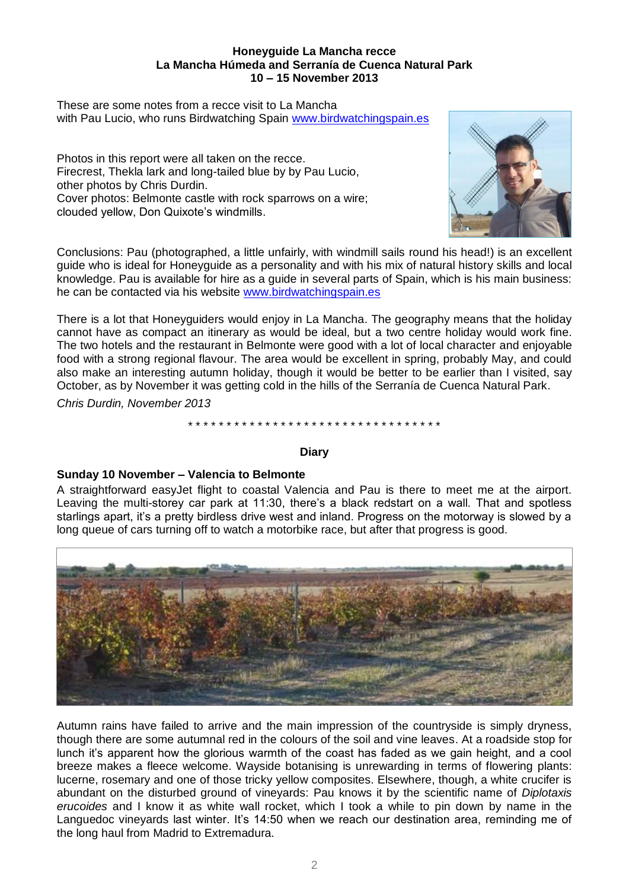**Honeyguide La Mancha recce**
**La Mancha Húmeda and Serranía de Cuenca Natural Park**
**10 – 15 November 2013**

These are some notes from a recce visit to La Mancha with Pau Lucio, who runs Birdwatching Spain www.birdwatchingspain.es

Photos in this report were all taken on the recce.
Firecrest, Thekla lark and long-tailed blue by by Pau Lucio, other photos by Chris Durdin.
Cover photos: Belmonte castle with rock sparrows on a wire; clouded yellow, Don Quixote's windmills.

Conclusions: Pau (photographed, a little unfairly, with windmill sails round his head!) is an excellent guide who is ideal for Honeyguide as a personality and with his mix of natural history skills and local knowledge. Pau is available for hire as a guide in several parts of Spain, which is his main business: he can be contacted via his website www.birdwatchingspain.es

There is a lot that Honeyguiders would enjoy in La Mancha. The geography means that the holiday cannot have as compact an itinerary as would be ideal, but a two centre holiday would work fine. The two hotels and the restaurant in Belmonte were good with a lot of local character and enjoyable food with a strong regional flavour. The area would be excellent in spring, probably May, and could also make an interesting autumn holiday, though it would be better to be earlier than I visited, say October, as by November it was getting cold in the hills of the Serranía de Cuenca Natural Park.

*Chris Durdin, November 2013*

\* \* \* \* \* \* \* \* \* \* \* \* \* \* \* \* \* \* \* \* \* \* \* \* \* \* \* \* \* \* \* \* \*

## Diary

### Sunday 10 November – Valencia to Belmonte

A straightforward easyJet flight to coastal Valencia and Pau is there to meet me at the airport. Leaving the multi-storey car park at 11:30, there's a black redstart on a wall. That and spotless starlings apart, it's a pretty birdless drive west and inland. Progress on the motorway is slowed by a long queue of cars turning off to watch a motorbike race, but after that progress is good.

Autumn rains have failed to arrive and the main impression of the countryside is simply dryness, though there are some autumnal red in the colours of the soil and vine leaves. At a roadside stop for lunch it's apparent how the glorious warmth of the coast has faded as we gain height, and a cool breeze makes a fleece welcome. Wayside botanising is unrewarding in terms of flowering plants: lucerne, rosemary and one of those tricky yellow composites. Elsewhere, though, a white crucifer is abundant on the disturbed ground of vineyards: Pau knows it by the scientific name of *Diplotaxis erucoides* and I know it as white wall rocket, which I took a while to pin down by name in the Languedoc vineyards last winter. It's 14:50 when we reach our destination area, reminding me of the long haul from Madrid to Extremadura.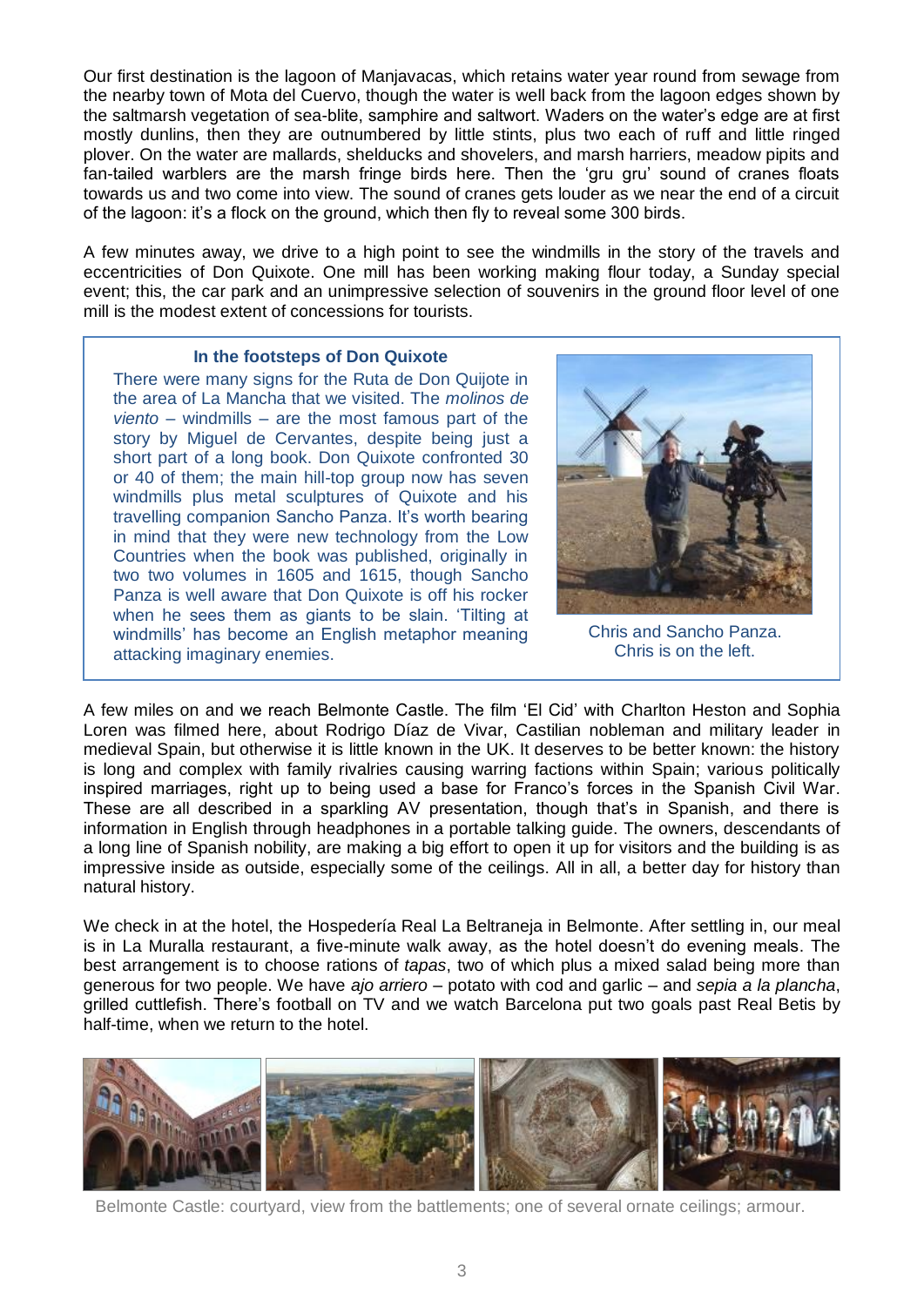Our first destination is the lagoon of Manjavacas, which retains water year round from sewage from the nearby town of Mota del Cuervo, though the water is well back from the lagoon edges shown by the saltmarsh vegetation of sea-blite, samphire and saltwort. Waders on the water's edge are at first mostly dunlins, then they are outnumbered by little stints, plus two each of ruff and little ringed plover. On the water are mallards, shelducks and shovelers, and marsh harriers, meadow pipits and fan-tailed warblers are the marsh fringe birds here. Then the 'gru gru' sound of cranes floats towards us and two come into view. The sound of cranes gets louder as we near the end of a circuit of the lagoon: it's a flock on the ground, which then fly to reveal some 300 birds.

A few minutes away, we drive to a high point to see the windmills in the story of the travels and eccentricities of Don Quixote. One mill has been working making flour today, a Sunday special event; this, the car park and an unimpressive selection of souvenirs in the ground floor level of one mill is the modest extent of concessions for tourists.

**In the footsteps of Don Quixote**

There were many signs for the Ruta de Don Quijote in the area of La Mancha that we visited. The *molinos de viento* – windmills – are the most famous part of the story by Miguel de Cervantes, despite being just a short part of a long book. Don Quixote confronted 30 or 40 of them; the main hill-top group now has seven windmills plus metal sculptures of Quixote and his travelling companion Sancho Panza. It's worth bearing in mind that they were new technology from the Low Countries when the book was published, originally in two two volumes in 1605 and 1615, though Sancho Panza is well aware that Don Quixote is off his rocker when he sees them as giants to be slain. 'Tilting at windmills' has become an English metaphor meaning attacking imaginary enemies.

Chris and Sancho Panza. Chris is on the left.

A few miles on and we reach Belmonte Castle. The film 'El Cid' with Charlton Heston and Sophia Loren was filmed here, about Rodrigo Díaz de Vivar, Castilian nobleman and military leader in medieval Spain, but otherwise it is little known in the UK. It deserves to be better known: the history is long and complex with family rivalries causing warring factions within Spain; various politically inspired marriages, right up to being used a base for Franco's forces in the Spanish Civil War. These are all described in a sparkling AV presentation, though that's in Spanish, and there is information in English through headphones in a portable talking guide. The owners, descendants of a long line of Spanish nobility, are making a big effort to open it up for visitors and the building is as impressive inside as outside, especially some of the ceilings. All in all, a better day for history than natural history.

We check in at the hotel, the Hospedería Real La Beltraneja in Belmonte. After settling in, our meal is in La Muralla restaurant, a five-minute walk away, as the hotel doesn't do evening meals. The best arrangement is to choose rations of *tapas*, two of which plus a mixed salad being more than generous for two people. We have *ajo arriero* – potato with cod and garlic – and *sepia a la plancha*, grilled cuttlefish. There's football on TV and we watch Barcelona put two goals past Real Betis by half-time, when we return to the hotel.

Belmonte Castle: courtyard, view from the battlements; one of several ornate ceilings; armour.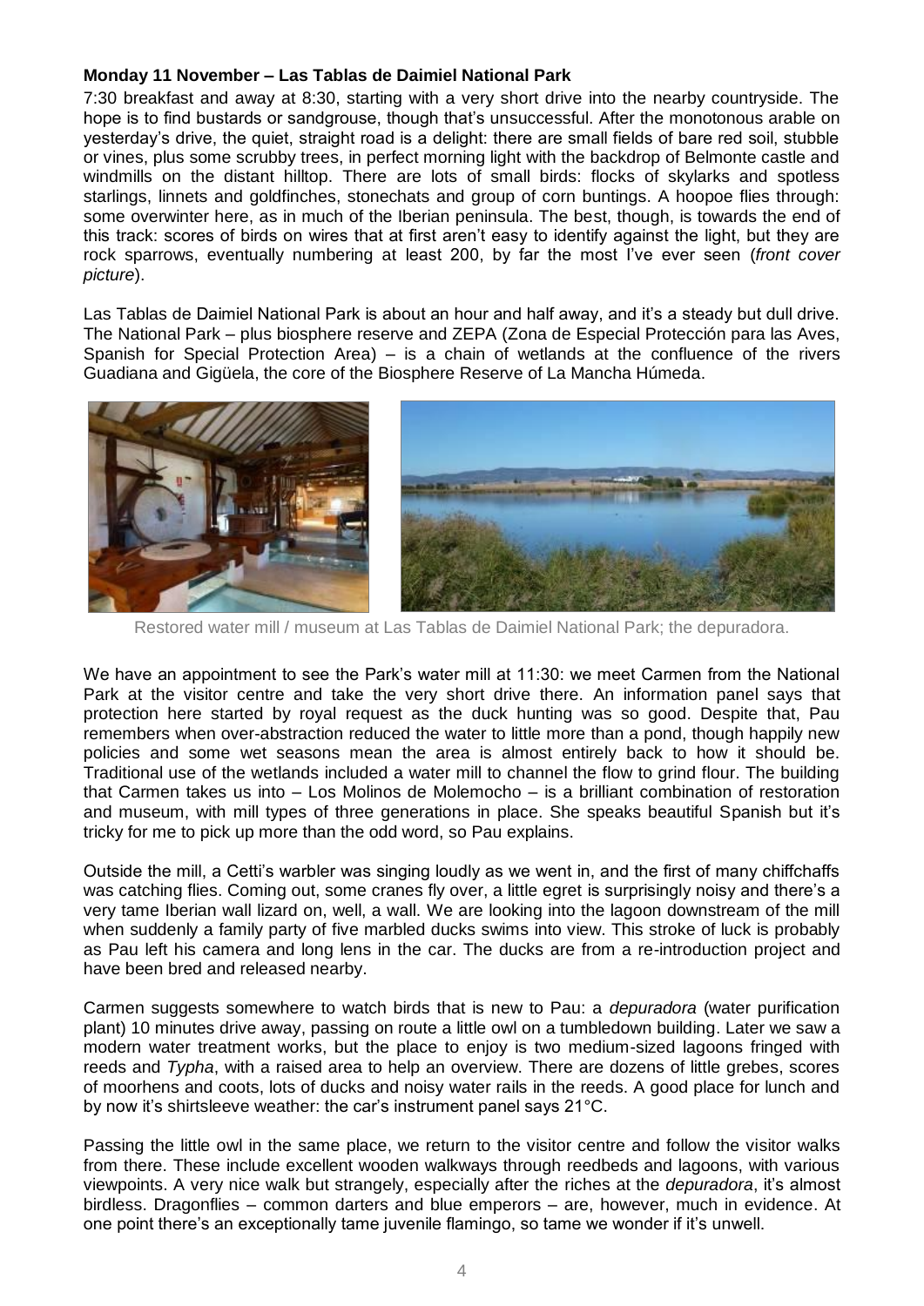**Monday 11 November – Las Tablas de Daimiel National Park**

7:30 breakfast and away at 8:30, starting with a very short drive into the nearby countryside. The hope is to find bustards or sandgrouse, though that's unsuccessful. After the monotonous arable on yesterday's drive, the quiet, straight road is a delight: there are small fields of bare red soil, stubble or vines, plus some scrubby trees, in perfect morning light with the backdrop of Belmonte castle and windmills on the distant hilltop. There are lots of small birds: flocks of skylarks and spotless starlings, linnets and goldfinches, stonechats and group of corn buntings. A hoopoe flies through: some overwinter here, as in much of the Iberian peninsula. The best, though, is towards the end of this track: scores of birds on wires that at first aren't easy to identify against the light, but they are rock sparrows, eventually numbering at least 200, by far the most I've ever seen (*front cover picture*).

Las Tablas de Daimiel National Park is about an hour and half away, and it's a steady but dull drive. The National Park – plus biosphere reserve and ZEPA (Zona de Especial Protección para las Aves, Spanish for Special Protection Area) – is a chain of wetlands at the confluence of the rivers Guadiana and Gigüela, the core of the Biosphere Reserve of La Mancha Húmeda.

Restored water mill / museum at Las Tablas de Daimiel National Park; the depuradora.

We have an appointment to see the Park's water mill at 11:30: we meet Carmen from the National Park at the visitor centre and take the very short drive there. An information panel says that protection here started by royal request as the duck hunting was so good. Despite that, Pau remembers when over-abstraction reduced the water to little more than a pond, though happily new policies and some wet seasons mean the area is almost entirely back to how it should be. Traditional use of the wetlands included a water mill to channel the flow to grind flour. The building that Carmen takes us into – Los Molinos de Molemocho – is a brilliant combination of restoration and museum, with mill types of three generations in place. She speaks beautiful Spanish but it's tricky for me to pick up more than the odd word, so Pau explains.

Outside the mill, a Cetti's warbler was singing loudly as we went in, and the first of many chiffchaffs was catching flies. Coming out, some cranes fly over, a little egret is surprisingly noisy and there's a very tame Iberian wall lizard on, well, a wall. We are looking into the lagoon downstream of the mill when suddenly a family party of five marbled ducks swims into view. This stroke of luck is probably as Pau left his camera and long lens in the car. The ducks are from a re-introduction project and have been bred and released nearby.

Carmen suggests somewhere to watch birds that is new to Pau: a *depuradora* (water purification plant) 10 minutes drive away, passing on route a little owl on a tumbledown building. Later we saw a modern water treatment works, but the place to enjoy is two medium-sized lagoons fringed with reeds and *Typha*, with a raised area to help an overview. There are dozens of little grebes, scores of moorhens and coots, lots of ducks and noisy water rails in the reeds. A good place for lunch and by now it's shirtsleeve weather: the car's instrument panel says 21°C.

Passing the little owl in the same place, we return to the visitor centre and follow the visitor walks from there. These include excellent wooden walkways through reedbeds and lagoons, with various viewpoints. A very nice walk but strangely, especially after the riches at the *depuradora*, it's almost birdless. Dragonflies – common darters and blue emperors – are, however, much in evidence. At one point there's an exceptionally tame juvenile flamingo, so tame we wonder if it's unwell.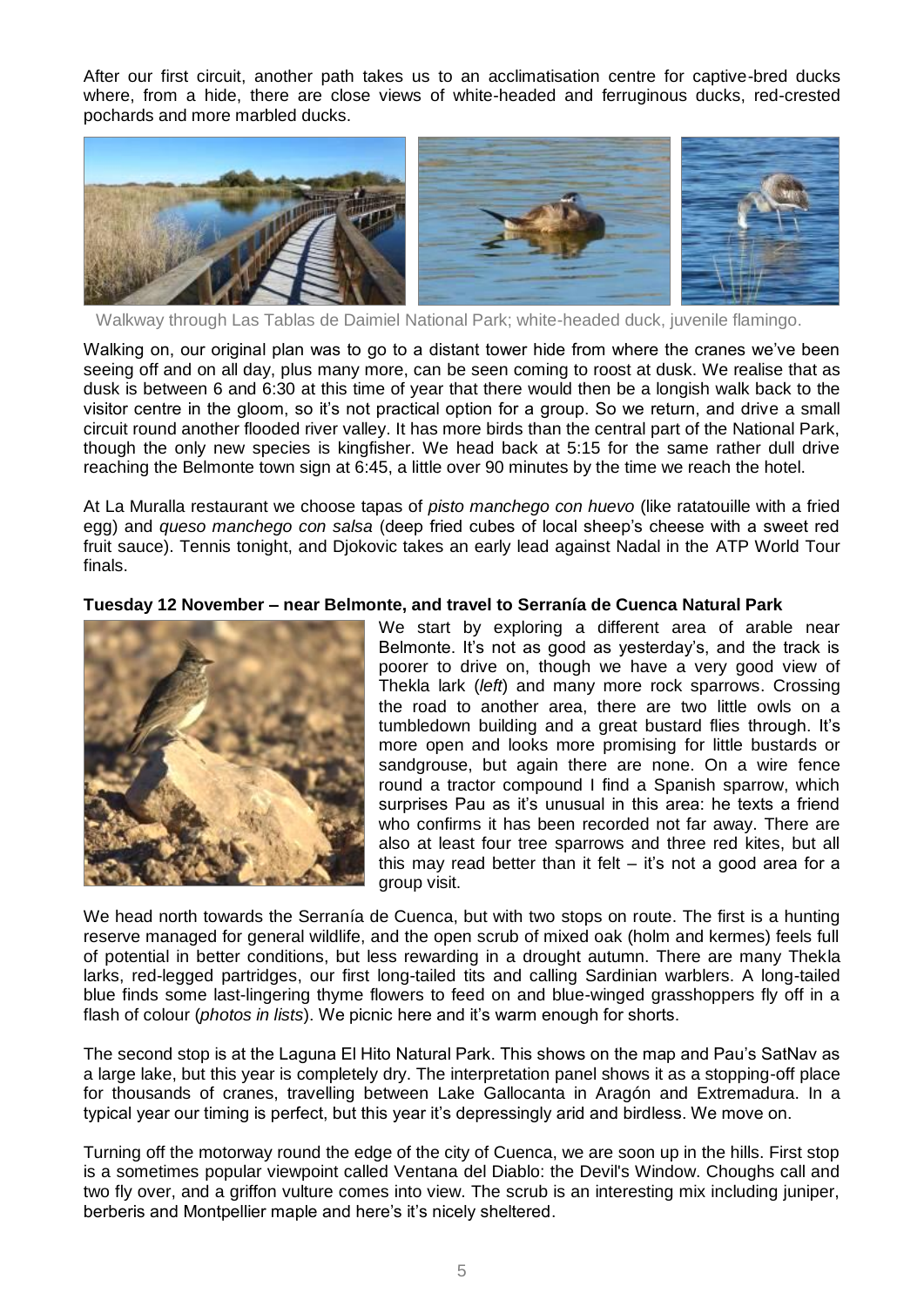After our first circuit, another path takes us to an acclimatisation centre for captive-bred ducks where, from a hide, there are close views of white-headed and ferruginous ducks, red-crested pochards and more marbled ducks.

Walkway through Las Tablas de Daimiel National Park; white-headed duck, juvenile flamingo.

Walking on, our original plan was to go to a distant tower hide from where the cranes we've been seeing off and on all day, plus many more, can be seen coming to roost at dusk. We realise that as dusk is between 6 and 6:30 at this time of year that there would then be a longish walk back to the visitor centre in the gloom, so it's not practical option for a group. So we return, and drive a small circuit round another flooded river valley. It has more birds than the central part of the National Park, though the only new species is kingfisher. We head back at 5:15 for the same rather dull drive reaching the Belmonte town sign at 6:45, a little over 90 minutes by the time we reach the hotel.

At La Muralla restaurant we choose tapas of *pisto manchego con huevo* (like ratatouille with a fried egg) and *queso manchego con salsa* (deep fried cubes of local sheep's cheese with a sweet red fruit sauce). Tennis tonight, and Djokovic takes an early lead against Nadal in the ATP World Tour finals.

**Tuesday 12 November – near Belmonte, and travel to Serranía de Cuenca Natural Park**

We start by exploring a different area of arable near Belmonte. It's not as good as yesterday's, and the track is poorer to drive on, though we have a very good view of Thekla lark (*left*) and many more rock sparrows. Crossing the road to another area, there are two little owls on a tumbledown building and a great bustard flies through. It's more open and looks more promising for little bustards or sandgrouse, but again there are none. On a wire fence round a tractor compound I find a Spanish sparrow, which surprises Pau as it's unusual in this area: he texts a friend who confirms it has been recorded not far away. There are also at least four tree sparrows and three red kites, but all this may read better than it felt – it's not a good area for a group visit.

We head north towards the Serranía de Cuenca, but with two stops on route. The first is a hunting reserve managed for general wildlife, and the open scrub of mixed oak (holm and kermes) feels full of potential in better conditions, but less rewarding in a drought autumn. There are many Thekla larks, red-legged partridges, our first long-tailed tits and calling Sardinian warblers. A long-tailed blue finds some last-lingering thyme flowers to feed on and blue-winged grasshoppers fly off in a flash of colour (*photos in lists*). We picnic here and it's warm enough for shorts.

The second stop is at the Laguna El Hito Natural Park. This shows on the map and Pau's SatNav as a large lake, but this year is completely dry. The interpretation panel shows it as a stopping-off place for thousands of cranes, travelling between Lake Gallocanta in Aragón and Extremadura. In a typical year our timing is perfect, but this year it's depressingly arid and birdless. We move on.

Turning off the motorway round the edge of the city of Cuenca, we are soon up in the hills. First stop is a sometimes popular viewpoint called Ventana del Diablo: the Devil's Window. Choughs call and two fly over, and a griffon vulture comes into view. The scrub is an interesting mix including juniper, berberis and Montpellier maple and here's it's nicely sheltered.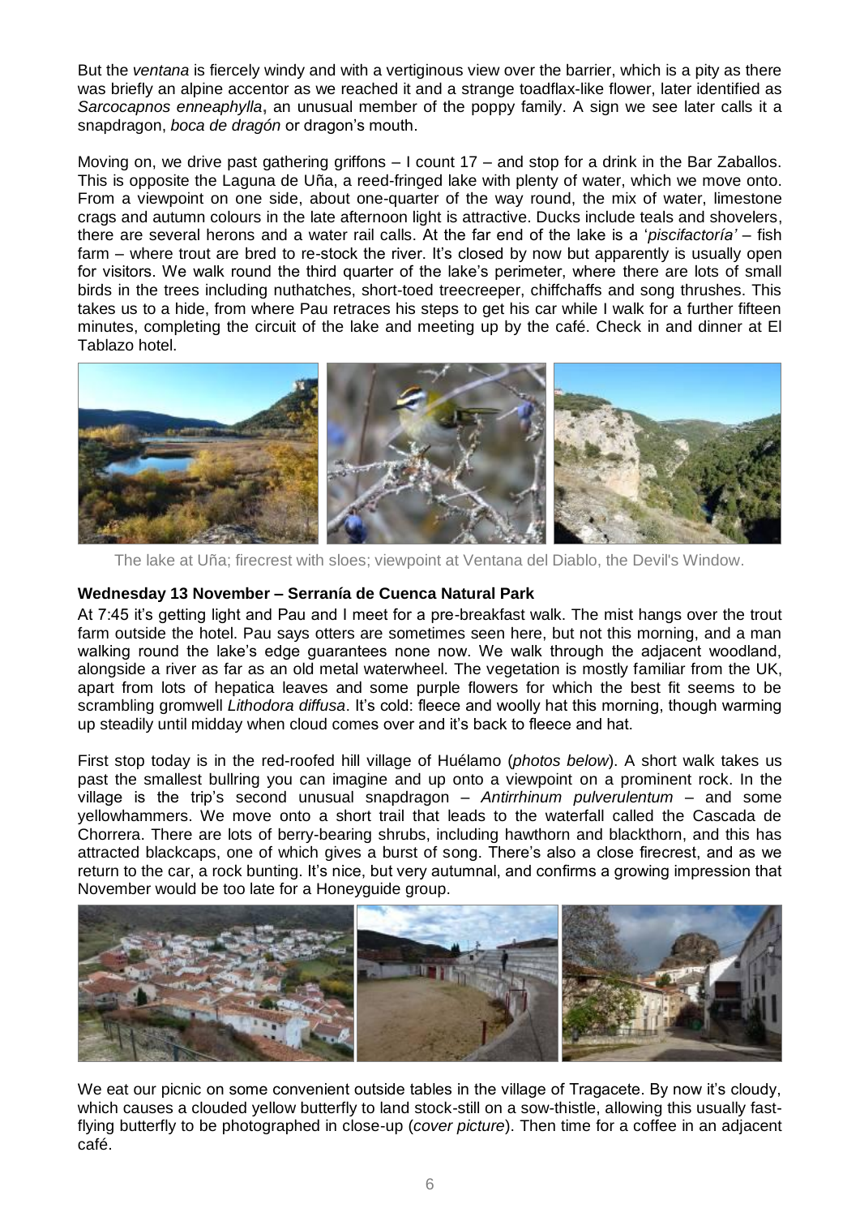But the *ventana* is fiercely windy and with a vertiginous view over the barrier, which is a pity as there was briefly an alpine accentor as we reached it and a strange toadflax-like flower, later identified as *Sarcocapnos enneaphylla***,** an unusual member of the poppy family. A sign we see later calls it a snapdragon, *boca de dragón* or dragon's mouth.

Moving on, we drive past gathering griffons – I count 17 – and stop for a drink in the Bar Zaballos. This is opposite the Laguna de Uña, a reed-fringed lake with plenty of water, which we move onto. From a viewpoint on one side, about one-quarter of the way round, the mix of water, limestone crags and autumn colours in the late afternoon light is attractive. Ducks include teals and shovelers, there are several herons and a water rail calls. At the far end of the lake is a '*piscifactoría'* – fish farm – where trout are bred to re-stock the river. It's closed by now but apparently is usually open for visitors. We walk round the third quarter of the lake's perimeter, where there are lots of small birds in the trees including nuthatches, short-toed treecreeper, chiffchaffs and song thrushes. This takes us to a hide, from where Pau retraces his steps to get his car while I walk for a further fifteen minutes, completing the circuit of the lake and meeting up by the café. Check in and dinner at El Tablazo hotel.

The lake at Uña; firecrest with sloes; viewpoint at Ventana del Diablo, the Devil's Window.

**Wednesday 13 November – Serranía de Cuenca Natural Park**

At 7:45 it's getting light and Pau and I meet for a pre-breakfast walk. The mist hangs over the trout farm outside the hotel. Pau says otters are sometimes seen here, but not this morning, and a man walking round the lake's edge guarantees none now. We walk through the adjacent woodland, alongside a river as far as an old metal waterwheel. The vegetation is mostly familiar from the UK, apart from lots of hepatica leaves and some purple flowers for which the best fit seems to be scrambling gromwell *Lithodora diffusa*. It's cold: fleece and woolly hat this morning, though warming up steadily until midday when cloud comes over and it's back to fleece and hat.

First stop today is in the red-roofed hill village of Huélamo (*photos below*). A short walk takes us past the smallest bullring you can imagine and up onto a viewpoint on a prominent rock. In the village is the trip's second unusual snapdragon – *Antirrhinum pulverulentum* – and some yellowhammers. We move onto a short trail that leads to the waterfall called the Cascada de Chorrera. There are lots of berry-bearing shrubs, including hawthorn and blackthorn, and this has attracted blackcaps, one of which gives a burst of song. There's also a close firecrest, and as we return to the car, a rock bunting. It's nice, but very autumnal, and confirms a growing impression that November would be too late for a Honeyguide group.

We eat our picnic on some convenient outside tables in the village of Tragacete. By now it's cloudy, which causes a clouded yellow butterfly to land stock-still on a sow-thistle, allowing this usually fast-flying butterfly to be photographed in close-up (*cover picture*). Then time for a coffee in an adjacent café.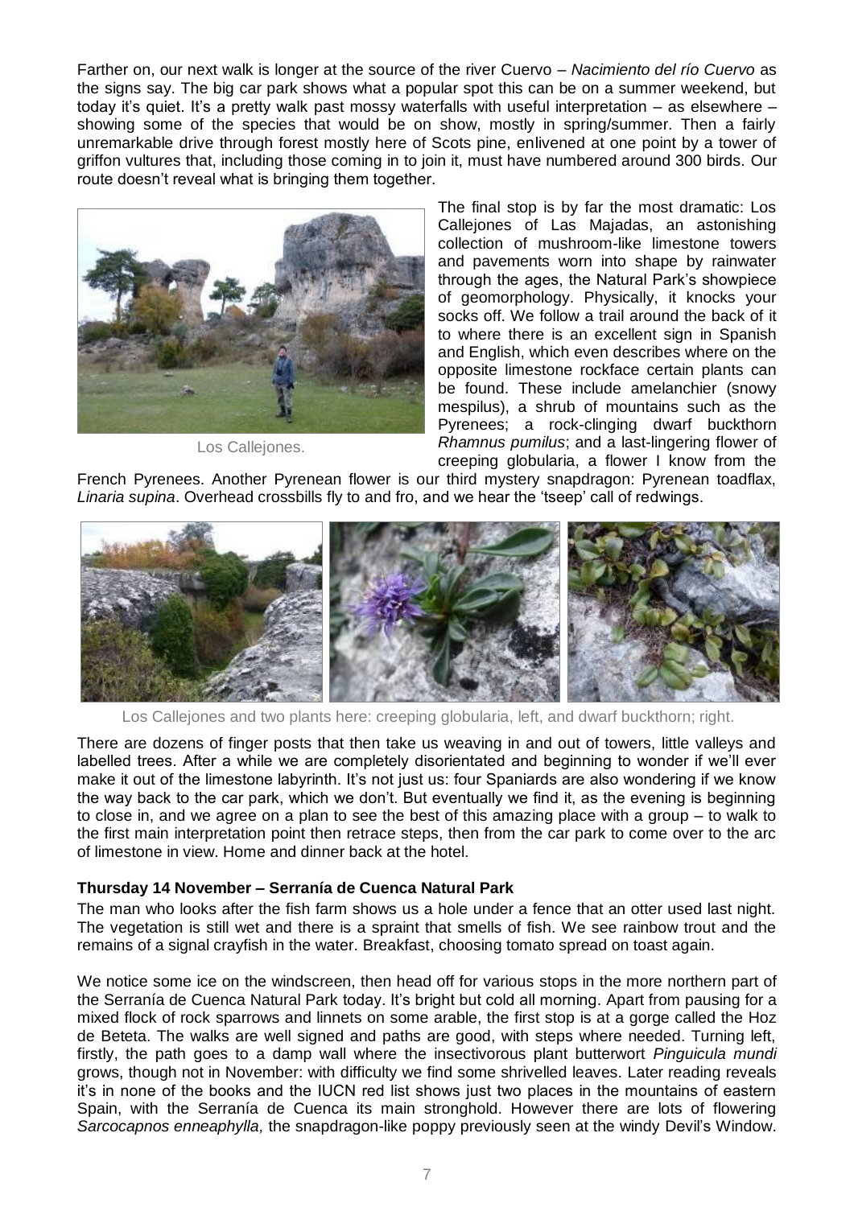Farther on, our next walk is longer at the source of the river Cuervo – *Nacimiento del río Cuervo* as the signs say. The big car park shows what a popular spot this can be on a summer weekend, but today it's quiet. It's a pretty walk past mossy waterfalls with useful interpretation – as elsewhere – showing some of the species that would be on show, mostly in spring/summer. Then a fairly unremarkable drive through forest mostly here of Scots pine, enlivened at one point by a tower of griffon vultures that, including those coming in to join it, must have numbered around 300 birds. Our route doesn't reveal what is bringing them together.

Los Callejones.

The final stop is by far the most dramatic: Los Callejones of Las Majadas, an astonishing collection of mushroom-like limestone towers and pavements worn into shape by rainwater through the ages, the Natural Park's showpiece of geomorphology. Physically, it knocks your socks off. We follow a trail around the back of it to where there is an excellent sign in Spanish and English, which even describes where on the opposite limestone rockface certain plants can be found. These include amelanchier (snowy mespilus), a shrub of mountains such as the Pyrenees; a rock-clinging dwarf buckthorn *Rhamnus pumilus*; and a last-lingering flower of creeping globularia, a flower I know from the French Pyrenees. Another Pyrenean flower is our third mystery snapdragon: Pyrenean toadflax, *Linaria supina*. Overhead crossbills fly to and fro, and we hear the 'tseep' call of redwings.

Los Callejones and two plants here: creeping globularia, left, and dwarf buckthorn; right.

There are dozens of finger posts that then take us weaving in and out of towers, little valleys and labelled trees. After a while we are completely disorientated and beginning to wonder if we'll ever make it out of the limestone labyrinth. It's not just us: four Spaniards are also wondering if we know the way back to the car park, which we don't. But eventually we find it, as the evening is beginning to close in, and we agree on a plan to see the best of this amazing place with a group – to walk to the first main interpretation point then retrace steps, then from the car park to come over to the arc of limestone in view. Home and dinner back at the hotel.

**Thursday 14 November – Serranía de Cuenca Natural Park**

The man who looks after the fish farm shows us a hole under a fence that an otter used last night. The vegetation is still wet and there is a spraint that smells of fish. We see rainbow trout and the remains of a signal crayfish in the water. Breakfast, choosing tomato spread on toast again.

We notice some ice on the windscreen, then head off for various stops in the more northern part of the Serranía de Cuenca Natural Park today. It's bright but cold all morning. Apart from pausing for a mixed flock of rock sparrows and linnets on some arable, the first stop is at a gorge called the Hoz de Beteta. The walks are well signed and paths are good, with steps where needed. Turning left, firstly, the path goes to a damp wall where the insectivorous plant butterwort *Pinguicula mundi* grows, though not in November: with difficulty we find some shrivelled leaves. Later reading reveals it's in none of the books and the IUCN red list shows just two places in the mountains of eastern Spain, with the Serranía de Cuenca its main stronghold. However there are lots of flowering *Sarcocapnos enneaphylla,* the snapdragon-like poppy previously seen at the windy Devil's Window.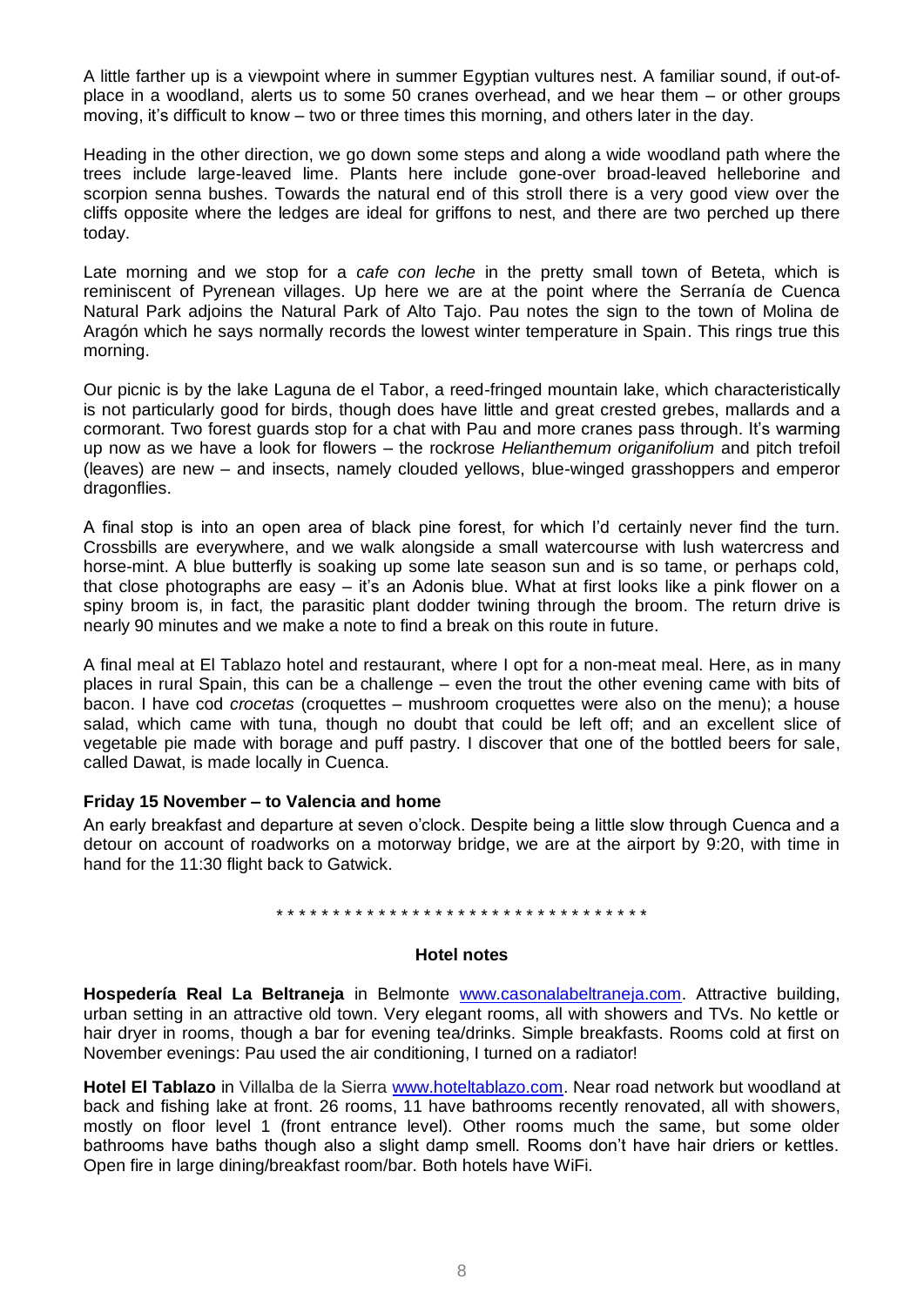A little farther up is a viewpoint where in summer Egyptian vultures nest. A familiar sound, if out-of-place in a woodland, alerts us to some 50 cranes overhead, and we hear them – or other groups moving, it's difficult to know – two or three times this morning, and others later in the day.

Heading in the other direction, we go down some steps and along a wide woodland path where the trees include large-leaved lime. Plants here include gone-over broad-leaved helleborine and scorpion senna bushes. Towards the natural end of this stroll there is a very good view over the cliffs opposite where the ledges are ideal for griffons to nest, and there are two perched up there today.

Late morning and we stop for a *cafe con leche* in the pretty small town of Beteta, which is reminiscent of Pyrenean villages. Up here we are at the point where the Serranía de Cuenca Natural Park adjoins the Natural Park of Alto Tajo. Pau notes the sign to the town of Molina de Aragón which he says normally records the lowest winter temperature in Spain. This rings true this morning.

Our picnic is by the lake Laguna de el Tabor, a reed-fringed mountain lake, which characteristically is not particularly good for birds, though does have little and great crested grebes, mallards and a cormorant. Two forest guards stop for a chat with Pau and more cranes pass through. It's warming up now as we have a look for flowers – the rockrose *Helianthemum origanifolium* and pitch trefoil (leaves) are new – and insects, namely clouded yellows, blue-winged grasshoppers and emperor dragonflies.

A final stop is into an open area of black pine forest, for which I'd certainly never find the turn. Crossbills are everywhere, and we walk alongside a small watercourse with lush watercress and horse-mint. A blue butterfly is soaking up some late season sun and is so tame, or perhaps cold, that close photographs are easy – it's an Adonis blue. What at first looks like a pink flower on a spiny broom is, in fact, the parasitic plant dodder twining through the broom. The return drive is nearly 90 minutes and we make a note to find a break on this route in future.

A final meal at El Tablazo hotel and restaurant, where I opt for a non-meat meal. Here, as in many places in rural Spain, this can be a challenge – even the trout the other evening came with bits of bacon. I have cod *crocetas* (croquettes – mushroom croquettes were also on the menu); a house salad, which came with tuna, though no doubt that could be left off; and an excellent slice of vegetable pie made with borage and puff pastry. I discover that one of the bottled beers for sale, called Dawat, is made locally in Cuenca.

**Friday 15 November – to Valencia and home**

An early breakfast and departure at seven o'clock. Despite being a little slow through Cuenca and a detour on account of roadworks on a motorway bridge, we are at the airport by 9:20, with time in hand for the 11:30 flight back to Gatwick.

\* \* \* \* \* \* \* \* \* \* \* \* \* \* \* \* \* \* \* \* \* \* \* \* \* \* \* \* \* \* \* \* \*

**Hotel notes**

**Hospedería Real La Beltraneja** in Belmonte www.casonalabeltraneja.com. Attractive building, urban setting in an attractive old town. Very elegant rooms, all with showers and TVs. No kettle or hair dryer in rooms, though a bar for evening tea/drinks. Simple breakfasts. Rooms cold at first on November evenings: Pau used the air conditioning, I turned on a radiator!

**Hotel El Tablazo** in Villalba de la Sierra www.hoteltablazo.com. Near road network but woodland at back and fishing lake at front. 26 rooms, 11 have bathrooms recently renovated, all with showers, mostly on floor level 1 (front entrance level). Other rooms much the same, but some older bathrooms have baths though also a slight damp smell. Rooms don't have hair driers or kettles. Open fire in large dining/breakfast room/bar. Both hotels have WiFi.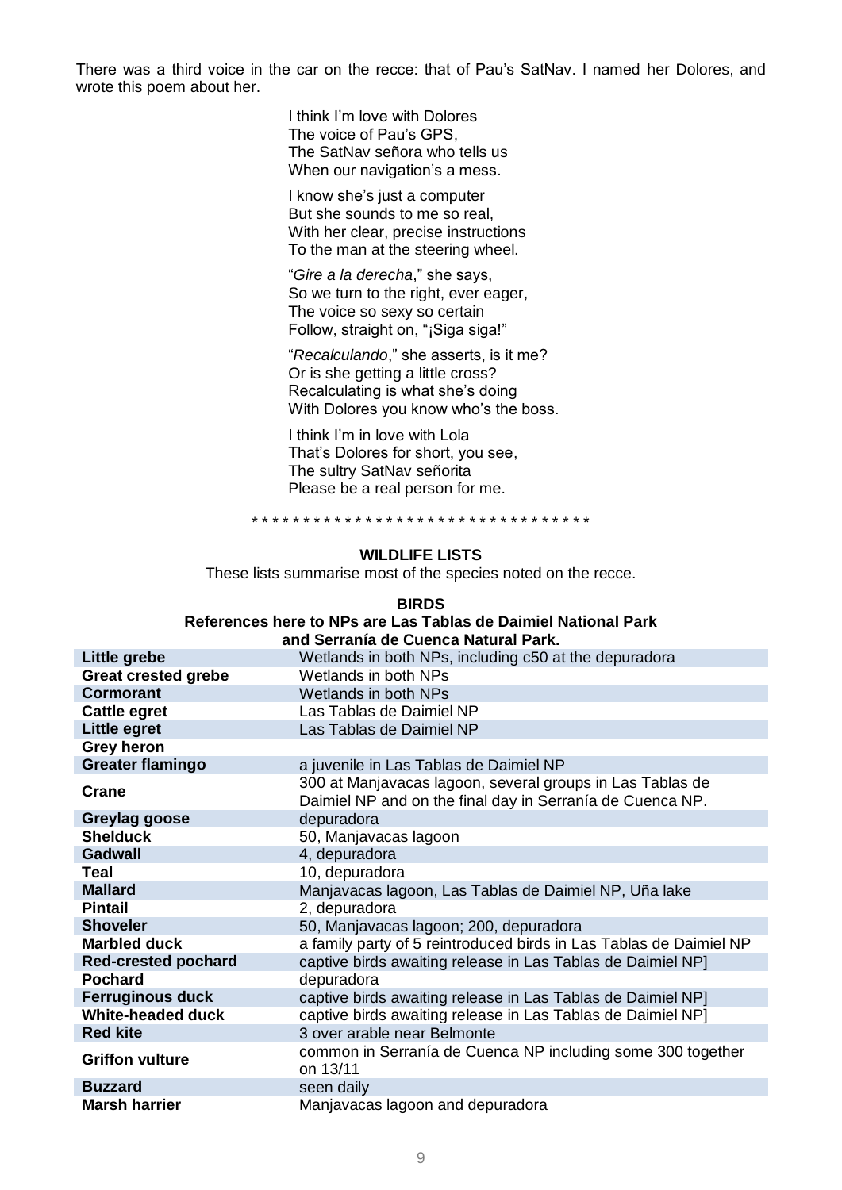There was a third voice in the car on the recce: that of Pau's SatNav. I named her Dolores, and wrote this poem about her.

I think I'm love with Dolores  
The voice of Pau's GPS,  
The SatNav señora who tells us  
When our navigation's a mess.

I know she's just a computer  
But she sounds to me so real,  
With her clear, precise instructions  
To the man at the steering wheel.

"*Gire a la derecha*," she says,  
So we turn to the right, ever eager,  
The voice so sexy so certain  
Follow, straight on, "¡Siga siga!"

"*Recalculando*," she asserts, is it me?  
Or is she getting a little cross?  
Recalculating is what she's doing  
With Dolores you know who's the boss.

I think I'm in love with Lola  
That's Dolores for short, you see,  
The sultry SatNav señorita  
Please be a real person for me.

\* \* \* \* \* \* \* \* \* \* \* \* \* \* \* \* \* \* \* \* \* \* \* \* \* \* \* \* \* \* \* \* \*

## WILDLIFE LISTS

These lists summarise most of the species noted on the recce.

### BIRDS

**References here to NPs are Las Tablas de Daimiel National Park and Serranía de Cuenca Natural Park.**

| Species | Notes |
|---|---|
| **Little grebe** | Wetlands in both NPs, including c50 at the depuradora |
| **Great crested grebe** | Wetlands in both NPs |
| **Cormorant** | Wetlands in both NPs |
| **Cattle egret** | Las Tablas de Daimiel NP |
| **Little egret** | Las Tablas de Daimiel NP |
| **Grey heron** | |
| **Greater flamingo** | a juvenile in Las Tablas de Daimiel NP |
| **Crane** | 300 at Manjavacas lagoon, several groups in Las Tablas de Daimiel NP and on the final day in Serranía de Cuenca NP. |
| **Greylag goose** | depuradora |
| **Shelduck** | 50, Manjavacas lagoon |
| **Gadwall** | 4, depuradora |
| **Teal** | 10, depuradora |
| **Mallard** | Manjavacas lagoon, Las Tablas de Daimiel NP, Uña lake |
| **Pintail** | 2, depuradora |
| **Shoveler** | 50, Manjavacas lagoon; 200, depuradora |
| **Marbled duck** | a family party of 5 reintroduced birds in Las Tablas de Daimiel NP |
| **Red-crested pochard** | captive birds awaiting release in Las Tablas de Daimiel NP] |
| **Pochard** | depuradora |
| **Ferruginous duck** | captive birds awaiting release in Las Tablas de Daimiel NP] |
| **White-headed duck** | captive birds awaiting release in Las Tablas de Daimiel NP] |
| **Red kite** | 3 over arable near Belmonte |
| **Griffon vulture** | common in Serranía de Cuenca NP including some 300 together on 13/11 |
| **Buzzard** | seen daily |
| **Marsh harrier** | Manjavacas lagoon and depuradora |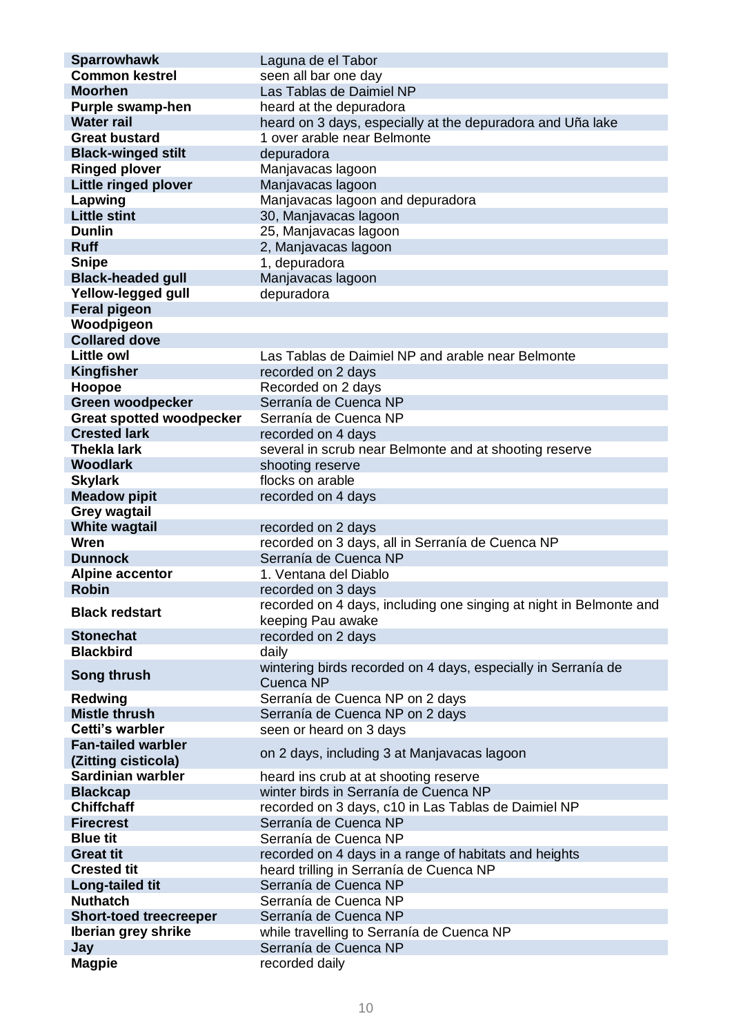| | |
|---|---|
| **Sparrowhawk** | Laguna de el Tabor |
| **Common kestrel** | seen all bar one day |
| **Moorhen** | Las Tablas de Daimiel NP |
| **Purple swamp-hen** | heard at the depuradora |
| **Water rail** | heard on 3 days, especially at the depuradora and Uña lake |
| **Great bustard** | 1 over arable near Belmonte |
| **Black-winged stilt** | depuradora |
| **Ringed plover** | Manjavacas lagoon |
| **Little ringed plover** | Manjavacas lagoon |
| **Lapwing** | Manjavacas lagoon and depuradora |
| **Little stint** | 30, Manjavacas lagoon |
| **Dunlin** | 25, Manjavacas lagoon |
| **Ruff** | 2, Manjavacas lagoon |
| **Snipe** | 1, depuradora |
| **Black-headed gull** | Manjavacas lagoon |
| **Yellow-legged gull** | depuradora |
| **Feral pigeon** | |
| **Woodpigeon** | |
| **Collared dove** | |
| **Little owl** | Las Tablas de Daimiel NP and arable near Belmonte |
| **Kingfisher** | recorded on 2 days |
| **Hoopoe** | Recorded on 2 days |
| **Green woodpecker** | Serranía de Cuenca NP |
| **Great spotted woodpecker** | Serranía de Cuenca NP |
| **Crested lark** | recorded on 4 days |
| **Thekla lark** | several in scrub near Belmonte and at shooting reserve |
| **Woodlark** | shooting reserve |
| **Skylark** | flocks on arable |
| **Meadow pipit** | recorded on 4 days |
| **Grey wagtail** | |
| **White wagtail** | recorded on 2 days |
| **Wren** | recorded on 3 days, all in Serranía de Cuenca NP |
| **Dunnock** | Serranía de Cuenca NP |
| **Alpine accentor** | 1. Ventana del Diablo |
| **Robin** | recorded on 3 days |
| **Black redstart** | recorded on 4 days, including one singing at night in Belmonte and keeping Pau awake |
| **Stonechat** | recorded on 2 days |
| **Blackbird** | daily |
| **Song thrush** | wintering birds recorded on 4 days, especially in Serranía de Cuenca NP |
| **Redwing** | Serranía de Cuenca NP on 2 days |
| **Mistle thrush** | Serranía de Cuenca NP on 2 days |
| **Cetti's warbler** | seen or heard on 3 days |
| **Fan-tailed warbler (Zitting cisticola)** | on 2 days, including 3 at Manjavacas lagoon |
| **Sardinian warbler** | heard ins crub at at shooting reserve |
| **Blackcap** | winter birds in Serranía de Cuenca NP |
| **Chiffchaff** | recorded on 3 days, c10 in Las Tablas de Daimiel NP |
| **Firecrest** | Serranía de Cuenca NP |
| **Blue tit** | Serranía de Cuenca NP |
| **Great tit** | recorded on 4 days in a range of habitats and heights |
| **Crested tit** | heard trilling in Serranía de Cuenca NP |
| **Long-tailed tit** | Serranía de Cuenca NP |
| **Nuthatch** | Serranía de Cuenca NP |
| **Short-toed treecreeper** | Serranía de Cuenca NP |
| **Iberian grey shrike** | while travelling to Serranía de Cuenca NP |
| **Jay** | Serranía de Cuenca NP |
| **Magpie** | recorded daily |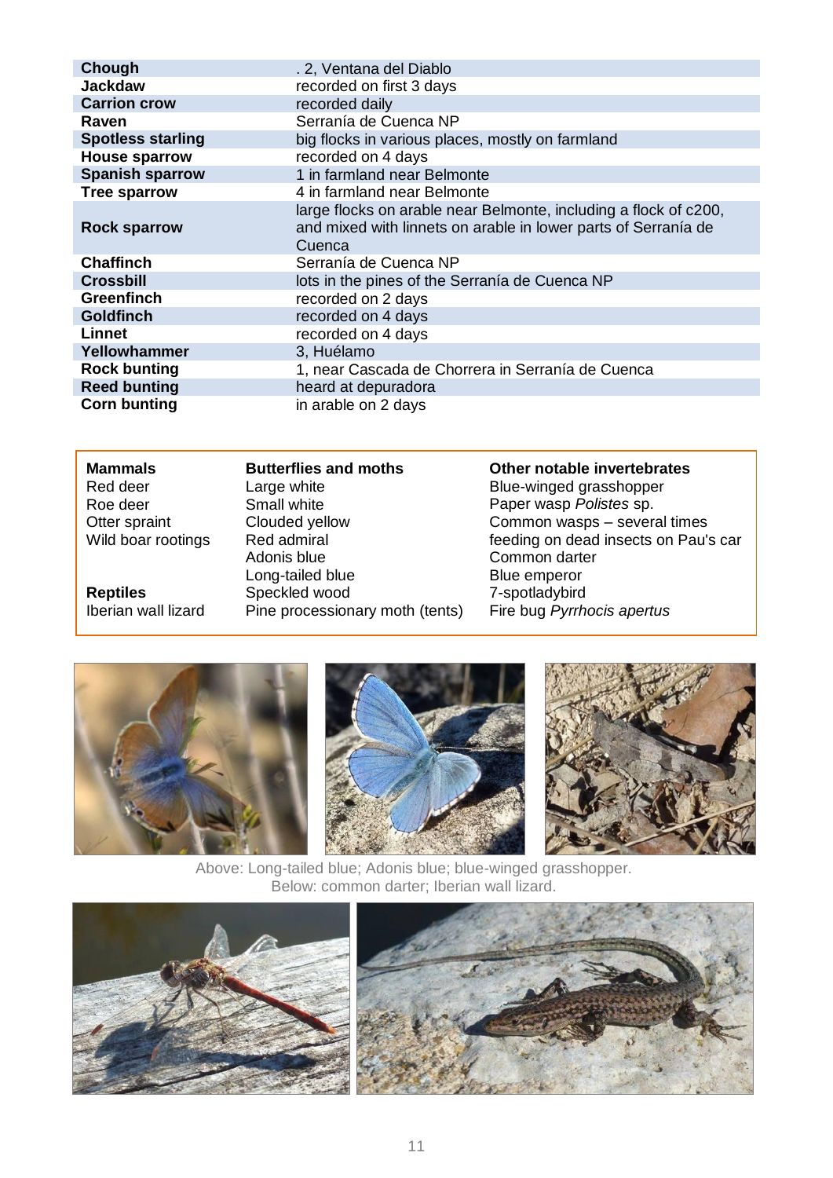| | |
|---|---|
| **Chough** | . 2, Ventana del Diablo |
| **Jackdaw** | recorded on first 3 days |
| **Carrion crow** | recorded daily |
| **Raven** | Serranía de Cuenca NP |
| **Spotless starling** | big flocks in various places, mostly on farmland |
| **House sparrow** | recorded on 4 days |
| **Spanish sparrow** | 1 in farmland near Belmonte |
| **Tree sparrow** | 4 in farmland near Belmonte |
| **Rock sparrow** | large flocks on arable near Belmonte, including a flock of c200, and mixed with linnets on arable in lower parts of Serranía de Cuenca |
| **Chaffinch** | Serranía de Cuenca NP |
| **Crossbill** | lots in the pines of the Serranía de Cuenca NP |
| **Greenfinch** | recorded on 2 days |
| **Goldfinch** | recorded on 4 days |
| **Linnet** | recorded on 4 days |
| **Yellowhammer** | 3, Huélamo |
| **Rock bunting** | 1, near Cascada de Chorrera in Serranía de Cuenca |
| **Reed bunting** | heard at depuradora |
| **Corn bunting** | in arable on 2 days |

**Mammals**

Red deer
Roe deer
Otter spraint
Wild boar rootings

**Reptiles**

Iberian wall lizard

**Butterflies and moths**

Large white
Small white
Clouded yellow
Red admiral
Adonis blue
Long-tailed blue
Speckled wood
Pine processionary moth (tents)

**Other notable invertebrates**

Blue-winged grasshopper
Paper wasp *Polistes* sp.
Common wasps – several times feeding on dead insects on Pau's car
Common darter
Blue emperor
7-spotladybird
Fire bug *Pyrrhocis apertus*

Above: Long-tailed blue; Adonis blue; blue-winged grasshopper.
Below: common darter; Iberian wall lizard.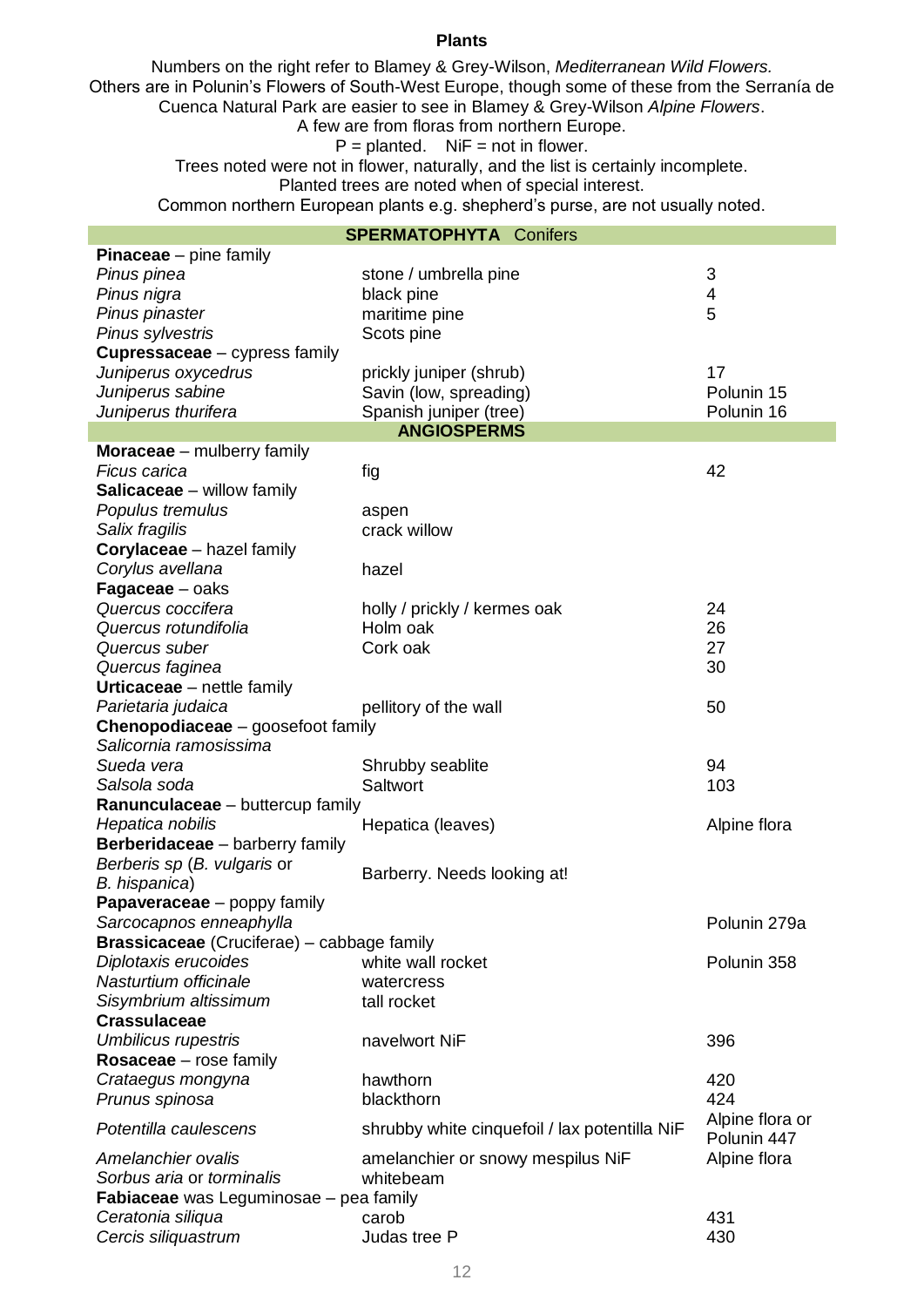## Plants

Numbers on the right refer to Blamey & Grey-Wilson, *Mediterranean Wild Flowers.*
Others are in Polunin's Flowers of South-West Europe, though some of these from the Serranía de Cuenca Natural Park are easier to see in Blamey & Grey-Wilson *Alpine Flowers*.
A few are from floras from northern Europe.
P = planted. NiF = not in flower.
Trees noted were not in flower, naturally, and the list is certainly incomplete.
Planted trees are noted when of special interest.
Common northern European plants e.g. shepherd's purse, are not usually noted.

| **SPERMATOPHYTA** Conifers | | |
|---|---|---|
| **Pinaceae** – pine family | | |
| *Pinus pinea* | stone / umbrella pine | 3 |
| *Pinus nigra* | black pine | 4 |
| *Pinus pinaster* | maritime pine | 5 |
| *Pinus sylvestris* | Scots pine | |
| **Cupressaceae** – cypress family | | |
| *Juniperus oxycedrus* | prickly juniper (shrub) | 17 |
| *Juniperus sabine* | Savin (low, spreading) | Polunin 15 |
| *Juniperus thurifera* | Spanish juniper (tree) | Polunin 16 |
| **ANGIOSPERMS** | | |
| **Moraceae** – mulberry family | | |
| *Ficus carica* | fig | 42 |
| **Salicaceae** – willow family | | |
| *Populus tremulus* | aspen | |
| *Salix fragilis* | crack willow | |
| **Corylaceae** – hazel family | | |
| *Corylus avellana* | hazel | |
| **Fagaceae** – oaks | | |
| *Quercus coccifera* | holly / prickly / kermes oak | 24 |
| *Quercus rotundifolia* | Holm oak | 26 |
| *Quercus suber* | Cork oak | 27 |
| *Quercus faginea* | | 30 |
| **Urticaceae** – nettle family | | |
| *Parietaria judaica* | pellitory of the wall | 50 |
| **Chenopodiaceae** – goosefoot family | | |
| *Salicornia ramosissima* | | |
| *Sueda vera* | Shrubby seablite | 94 |
| *Salsola soda* | Saltwort | 103 |
| **Ranunculaceae** – buttercup family | | |
| *Hepatica nobilis* | Hepatica (leaves) | Alpine flora |
| **Berberidaceae** – barberry family | | |
| *Berberis sp* (*B. vulgaris* or *B. hispanica*) | Barberry. Needs looking at! | |
| **Papaveraceae** – poppy family | | |
| *Sarcocapnos enneaphylla* | | Polunin 279a |
| **Brassicaceae** (Cruciferae) – cabbage family | | |
| *Diplotaxis erucoides* | white wall rocket | Polunin 358 |
| *Nasturtium officinale* | watercress | |
| *Sisymbrium altissimum* | tall rocket | |
| **Crassulaceae** | | |
| *Umbilicus rupestris* | navelwort NiF | 396 |
| **Rosaceae** – rose family | | |
| *Crataegus mongyna* | hawthorn | 420 |
| *Prunus spinosa* | blackthorn | 424 |
| *Potentilla caulescens* | shrubby white cinquefoil / lax potentilla NiF | Alpine flora or Polunin 447 |
| *Amelanchier ovalis* | amelanchier or snowy mespilus NiF | Alpine flora |
| *Sorbus aria* or *torminalis* | whitebeam | |
| **Fabiaceae** was Leguminosae – pea family | | |
| *Ceratonia siliqua* | carob | 431 |
| *Cercis siliquastrum* | Judas tree P | 430 |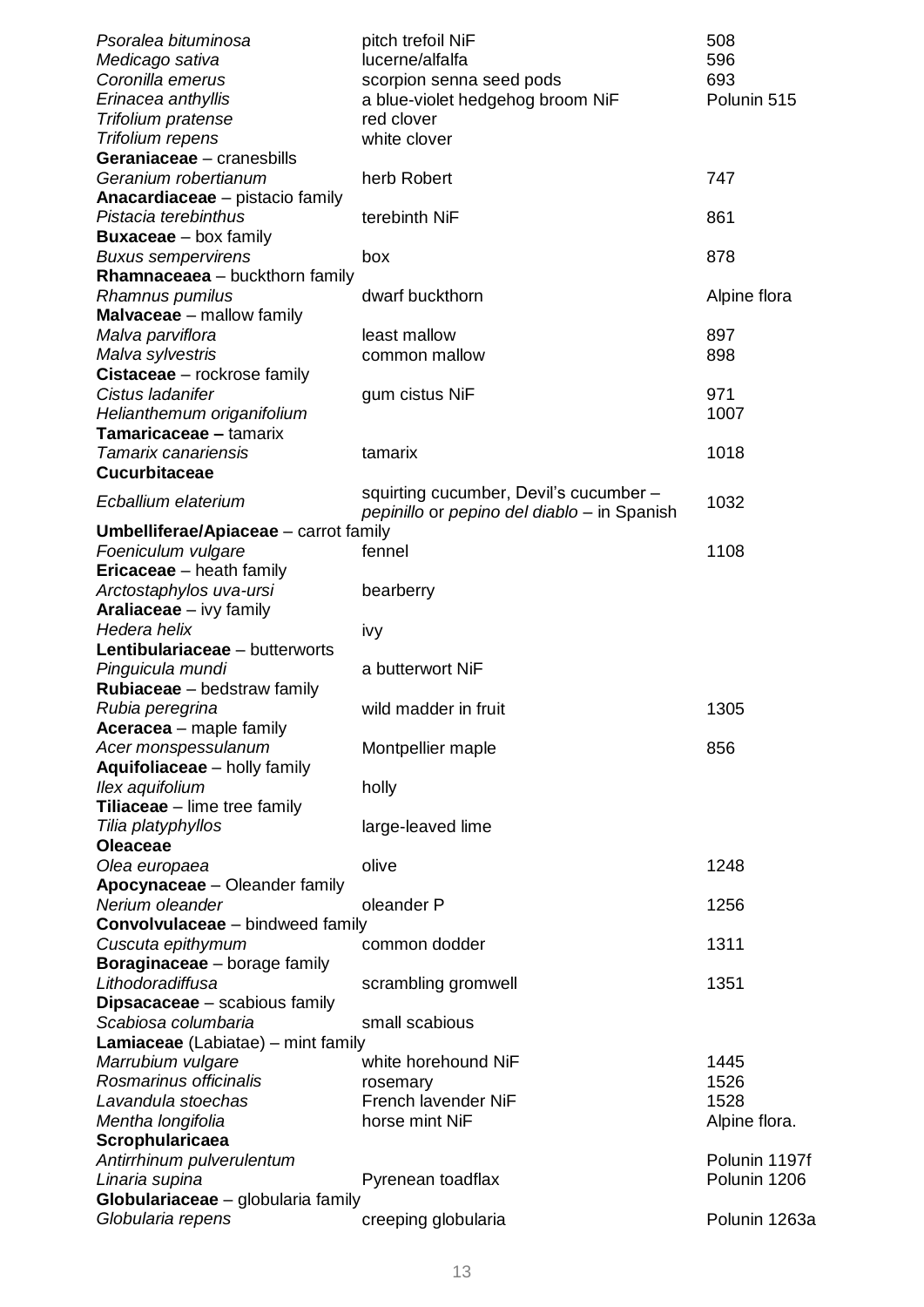| | | |
|---|---|---|
| *Psoralea bituminosa* | pitch trefoil NiF | 508 |
| *Medicago sativa* | lucerne/alfalfa | 596 |
| *Coronilla emerus* | scorpion senna seed pods | 693 |
| *Erinacea anthyllis* | a blue-violet hedgehog broom NiF | Polunin 515 |
| *Trifolium pratense* | red clover | |
| *Trifolium repens* | white clover | |
| **Geraniaceae** – cranesbills | | |
| *Geranium robertianum* | herb Robert | 747 |
| **Anacardiaceae** – pistacio family | | |
| *Pistacia terebinthus* | terebinth NiF | 861 |
| **Buxaceae** – box family | | |
| *Buxus sempervirens* | box | 878 |
| **Rhamnaceaea** – buckthorn family | | |
| *Rhamnus pumilus* | dwarf buckthorn | Alpine flora |
| **Malvaceae** – mallow family | | |
| *Malva parviflora* | least mallow | 897 |
| *Malva sylvestris* | common mallow | 898 |
| **Cistaceae** – rockrose family | | |
| *Cistus ladanifer* | gum cistus NiF | 971 |
| *Helianthemum origanifolium* | | 1007 |
| **Tamaricaceae –** tamarix | | |
| *Tamarix canariensis* | tamarix | 1018 |
| **Cucurbitaceae** | | |
| *Ecballium elaterium* | squirting cucumber, Devil's cucumber – *pepinillo* or *pepino del diablo* – in Spanish | 1032 |
| **Umbelliferae/Apiaceae** – carrot family | | |
| *Foeniculum vulgare* | fennel | 1108 |
| **Ericaceae** – heath family | | |
| *Arctostaphylos uva-ursi* | bearberry | |
| **Araliaceae** – ivy family | | |
| *Hedera helix* | ivy | |
| **Lentibulariaceae** – butterworts | | |
| *Pinguicula mundi* | a butterwort NiF | |
| **Rubiaceae** – bedstraw family | | |
| *Rubia peregrina* | wild madder in fruit | 1305 |
| **Aceracea** – maple family | | |
| *Acer monspessulanum* | Montpellier maple | 856 |
| **Aquifoliaceae** – holly family | | |
| *Ilex aquifolium* | holly | |
| **Tiliaceae** – lime tree family | | |
| *Tilia platyphyllos* | large-leaved lime | |
| **Oleaceae** | | |
| *Olea europaea* | olive | 1248 |
| **Apocynaceae** – Oleander family | | |
| *Nerium oleander* | oleander P | 1256 |
| **Convolvulaceae** – bindweed family | | |
| *Cuscuta epithymum* | common dodder | 1311 |
| **Boraginaceae** – borage family | | |
| *Lithodoradiffusa* | scrambling gromwell | 1351 |
| **Dipsacaceae** – scabious family | | |
| *Scabiosa columbaria* | small scabious | |
| **Lamiaceae** (Labiatae) – mint family | | |
| *Marrubium vulgare* | white horehound NiF | 1445 |
| *Rosmarinus officinalis* | rosemary | 1526 |
| *Lavandula stoechas* | French lavender NiF | 1528 |
| *Mentha longifolia* | horse mint NiF | Alpine flora. |
| **Scrophularicaea** | | |
| *Antirrhinum pulverulentum* | | Polunin 1197f |
| *Linaria supina* | Pyrenean toadflax | Polunin 1206 |
| **Globulariaceae** – globularia family | | |
| *Globularia repens* | creeping globularia | Polunin 1263a |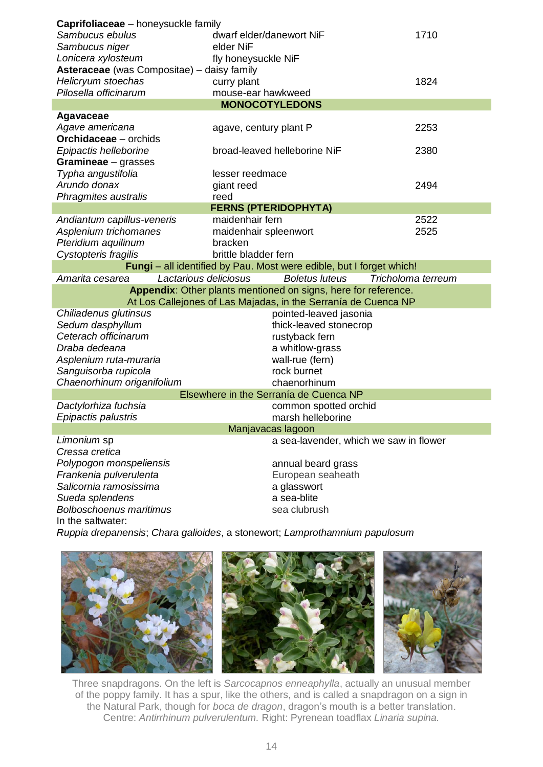| | | |
|---|---|---|
| **Caprifoliaceae** – honeysuckle family | | |
| *Sambucus ebulus* | dwarf elder/danewort NiF | 1710 |
| *Sambucus niger* | elder NiF | |
| *Lonicera xylosteum* | fly honeysuckle NiF | |
| **Asteraceae** (was Compositae) – daisy family | | |
| *Helicryum stoechas* | curry plant | 1824 |
| *Pilosella officinarum* | mouse-ear hawkweed | |
| | **MONOCOTYLEDONS** | |
| **Agavaceae** | | |
| *Agave americana* | agave, century plant P | 2253 |
| **Orchidaceae** – orchids | | |
| *Epipactis helleborine* | broad-leaved helleborine NiF | 2380 |
| **Gramineae** – grasses | | |
| *Typha angustifolia* | lesser reedmace | |
| *Arundo donax* | giant reed | 2494 |
| *Phragmites australis* | reed | |
| | **FERNS (PTERIDOPHYTA)** | |
| *Andiantum capillus-veneris* | maidenhair fern | 2522 |
| *Asplenium trichomanes* | maidenhair spleenwort | 2525 |
| *Pteridium aquilinum* | bracken | |
| *Cystopteris fragilis* | brittle bladder fern | |

**Fungi** – all identified by Pau. Most were edible, but I forget which!

*Amarita cesarea* *Lactarious deliciosus* *Boletus luteus* *Tricholoma terreum*

**Appendix**: Other plants mentioned on signs, here for reference.
At Los Callejones of Las Majadas, in the Serranía de Cuenca NP

| | |
|---|---|
| *Chiliadenus glutinsus* | pointed-leaved jasonia |
| *Sedum dasphyllum* | thick-leaved stonecrop |
| *Ceterach officinarum* | rustyback fern |
| *Draba dedeana* | a whitlow-grass |
| *Asplenium ruta-muraria* | wall-rue (fern) |
| *Sanguisorba rupicola* | rock burnet |
| *Chaenorhinum origanifolium* | chaenorhinum |
| Elsewhere in the Serranía de Cuenca NP | |
| *Dactylorhiza fuchsia* | common spotted orchid |
| *Epipactis palustris* | marsh helleborine |
| Manjavacas lagoon | |
| *Limonium* sp | a sea-lavender, which we saw in flower |
| *Cressa cretica* | |
| *Polypogon monspeliensis* | annual beard grass |
| *Frankenia pulverulenta* | European seaheath |
| *Salicornia ramosissima* | a glasswort |
| *Sueda splendens* | a sea-blite |
| *Bolboschoenus maritimus* | sea clubrush |

In the saltwater:
*Ruppia drepanensis*; *Chara galioides*, a stonewort; *Lamprothamnium papulosum*

Three snapdragons. On the left is *Sarcocapnos enneaphylla*, actually an unusual member of the poppy family. It has a spur, like the others, and is called a snapdragon on a sign in the Natural Park, though for *boca de dragon*, dragon's mouth is a better translation. Centre: *Antirrhinum pulverulentum.* Right: Pyrenean toadflax *Linaria supina*.